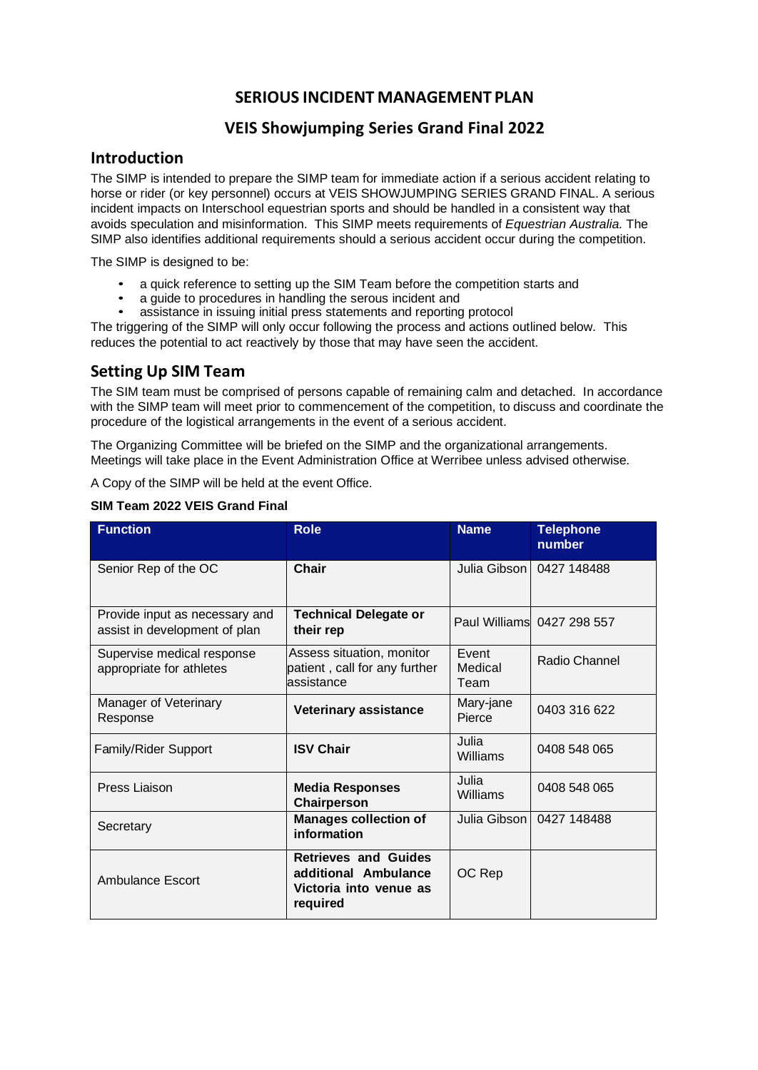# SERIOUS INCIDENT MANAGEMENT PLAN

## VEIS Showjumping Series Grand Final 2022

## Introduction

The SIMP is intended to prepare the SIMP team for immediate action if a serious accident relating to horse or rider (or key personnel) occurs at VEIS SHOWJUMPING SERIES GRAND FINAL. A serious incident impacts on Interschool equestrian sports and should be handled in a consistent way that avoids speculation and misinformation. This SIMP meets requirements of *Equestrian Australia.* The SIMP also identifies additional requirements should a serious accident occur during the competition.

The SIMP is designed to be:

- a quick reference to setting up the SIM Team before the competition starts and
- a guide to procedures in handling the serous incident and
- assistance in issuing initial press statements and reporting protocol

The triggering of the SIMP will only occur following the process and actions outlined below. This reduces the potential to act reactively by those that may have seen the accident.

## Setting Up SIM Team

The SIM team must be comprised of persons capable of remaining calm and detached. In accordance with the SIMP team will meet prior to commencement of the competition, to discuss and coordinate the procedure of the logistical arrangements in the event of a serious accident.

The Organizing Committee will be briefed on the SIMP and the organizational arrangements. Meetings will take place in the Event Administration Office at Werribee unless advised otherwise.

A Copy of the SIMP will be held at the event Office.

**SIM Team 2022 VEIS Grand Final**

| Function | Role | Name | Telephone number |
|---|---|---|---|
| Senior Rep of the OC | **Chair** | Julia Gibson | 0427 148488 |
| Provide input as necessary and assist in development of plan | **Technical Delegate or their rep** | Paul Williams | 0427 298 557 |
| Supervise medical response appropriate for athletes | Assess situation, monitor patient , call for any further assistance | Event Medical Team | Radio Channel |
| Manager of Veterinary Response | **Veterinary assistance** | Mary-jane Pierce | 0403 316 622 |
| Family/Rider Support | **ISV Chair** | Julia Williams | 0408 548 065 |
| Press Liaison | **Media Responses Chairperson** | Julia Williams | 0408 548 065 |
| Secretary | **Manages collection of information** | Julia Gibson | 0427 148488 |
| Ambulance Escort | **Retrieves and Guides additional Ambulance Victoria into venue as required** | OC Rep | |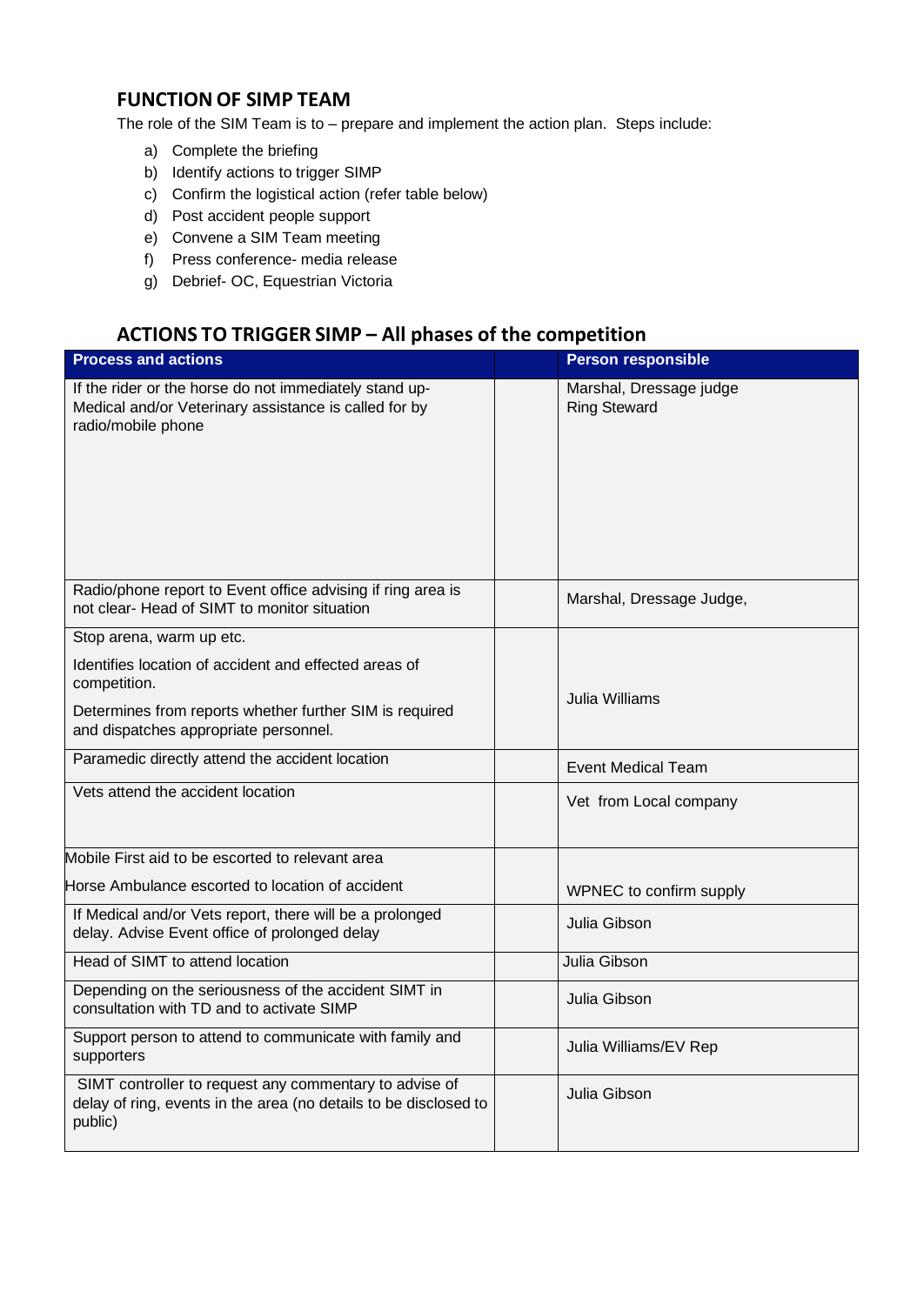## FUNCTION OF SIMP TEAM

The role of the SIM Team is to – prepare and implement the action plan. Steps include:

a) Complete the briefing
b) Identify actions to trigger SIMP
c) Confirm the logistical action (refer table below)
d) Post accident people support
e) Convene a SIM Team meeting
f) Press conference- media release
g) Debrief- OC, Equestrian Victoria

## ACTIONS TO TRIGGER SIMP – All phases of the competition

| Process and actions | | Person responsible |
|---|---|---|
| If the rider or the horse do not immediately stand up- Medical and/or Veterinary assistance is called for by radio/mobile phone | | Marshal, Dressage judge<br>Ring Steward |
| Radio/phone report to Event office advising if ring area is not clear- Head of SIMT to monitor situation | | Marshal, Dressage Judge, |
| Stop arena, warm up etc.<br>Identifies location of accident and effected areas of competition.<br>Determines from reports whether further SIM is required and dispatches appropriate personnel. | | Julia Williams |
| Paramedic directly attend the accident location | | Event Medical Team |
| Vets attend the accident location | | Vet from Local company |
| Mobile First aid to be escorted to relevant area<br>Horse Ambulance escorted to location of accident | | WPNEC to confirm supply |
| If Medical and/or Vets report, there will be a prolonged delay. Advise Event office of prolonged delay | | Julia Gibson |
| Head of SIMT to attend location | | Julia Gibson |
| Depending on the seriousness of the accident SIMT in consultation with TD and to activate SIMP | | Julia Gibson |
| Support person to attend to communicate with family and supporters | | Julia Williams/EV Rep |
| SIMT controller to request any commentary to advise of delay of ring, events in the area (no details to be disclosed to public) | | Julia Gibson |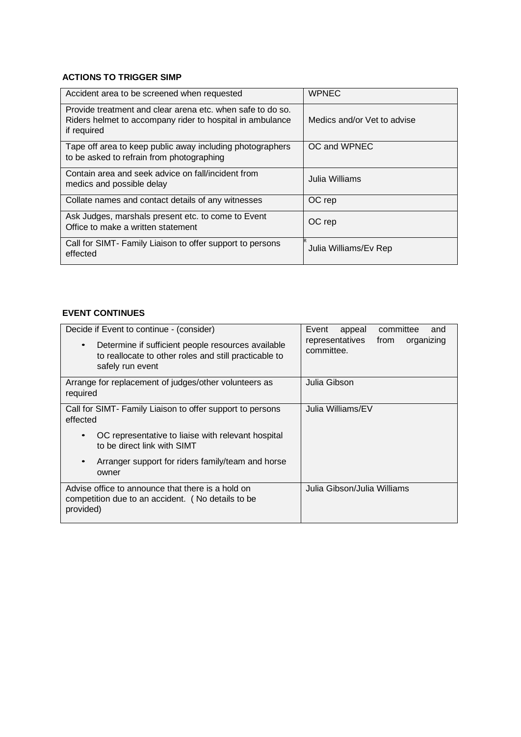**ACTIONS TO TRIGGER SIMP**

| | |
|---|---|
| Accident area to be screened when requested | WPNEC |
| Provide treatment and clear arena etc. when safe to do so. Riders helmet to accompany rider to hospital in ambulance if required | Medics and/or Vet to advise |
| Tape off area to keep public away including photographers to be asked to refrain from photographing | OC and WPNEC |
| Contain area and seek advice on fall/incident from medics and possible delay | Julia Williams |
| Collate names and contact details of any witnesses | OC rep |
| Ask Judges, marshals present etc. to come to Event Office to make a written statement | OC rep |
| Call for SIMT- Family Liaison to offer support to persons effected | Julia Williams/Ev Rep |

**EVENT CONTINUES**

| | |
|---|---|
| Decide if Event to continue - (consider)<br>• Determine if sufficient people resources available to reallocate to other roles and still practicable to safely run event | Event appeal committee and representatives from organizing committee. |
| Arrange for replacement of judges/other volunteers as required | Julia Gibson |
| Call for SIMT- Family Liaison to offer support to persons effected<br>• OC representative to liaise with relevant hospital to be direct link with SIMT<br>• Arranger support for riders family/team and horse owner | Julia Williams/EV |
| Advise office to announce that there is a hold on competition due to an accident. ( No details to be provided) | Julia Gibson/Julia Williams |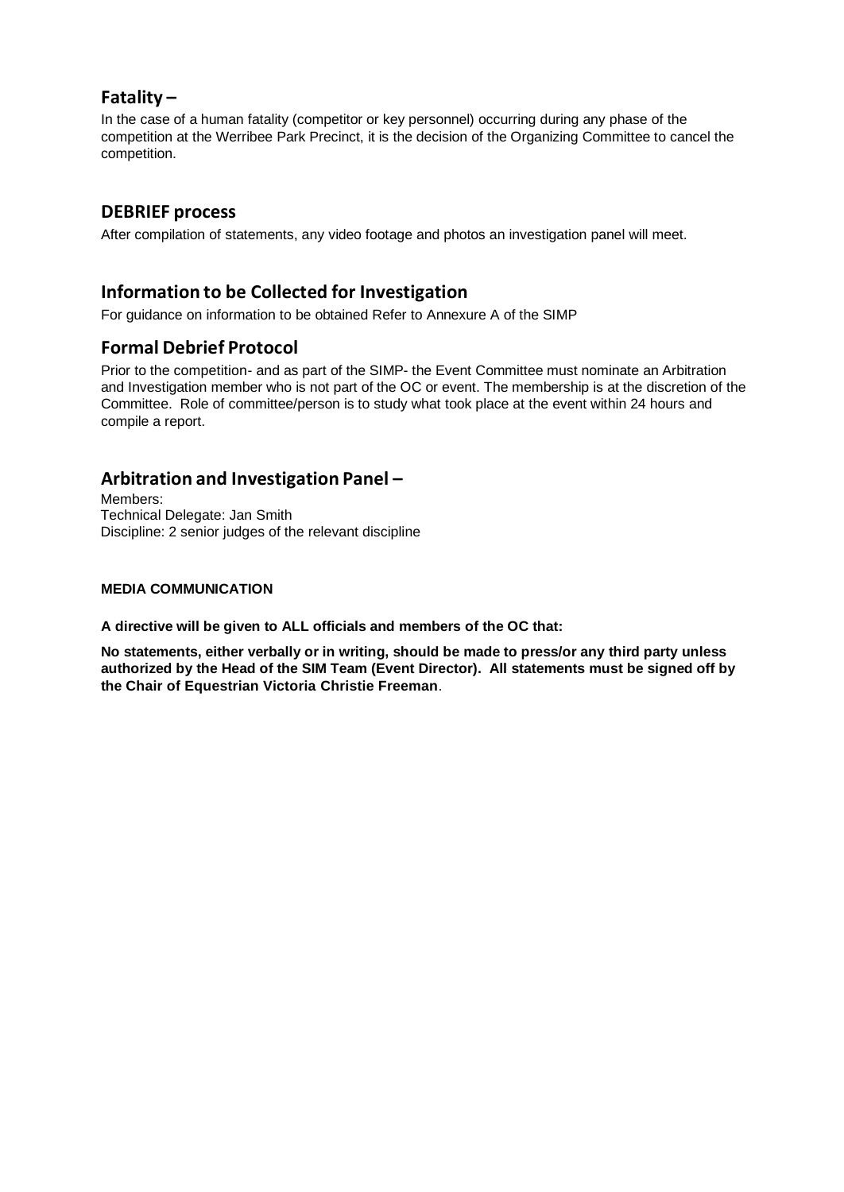## Fatality –

In the case of a human fatality (competitor or key personnel) occurring during any phase of the competition at the Werribee Park Precinct, it is the decision of the Organizing Committee to cancel the competition.

## DEBRIEF process

After compilation of statements, any video footage and photos an investigation panel will meet.

## Information to be Collected for Investigation

For guidance on information to be obtained Refer to Annexure A of the SIMP

## Formal Debrief Protocol

Prior to the competition- and as part of the SIMP- the Event Committee must nominate an Arbitration and Investigation member who is not part of the OC or event. The membership is at the discretion of the Committee. Role of committee/person is to study what took place at the event within 24 hours and compile a report.

## Arbitration and Investigation Panel –

Members:
Technical Delegate: Jan Smith
Discipline: 2 senior judges of the relevant discipline

**MEDIA COMMUNICATION**

**A directive will be given to ALL officials and members of the OC that:**

**No statements, either verbally or in writing, should be made to press/or any third party unless authorized by the Head of the SIM Team (Event Director). All statements must be signed off by the Chair of Equestrian Victoria Christie Freeman**.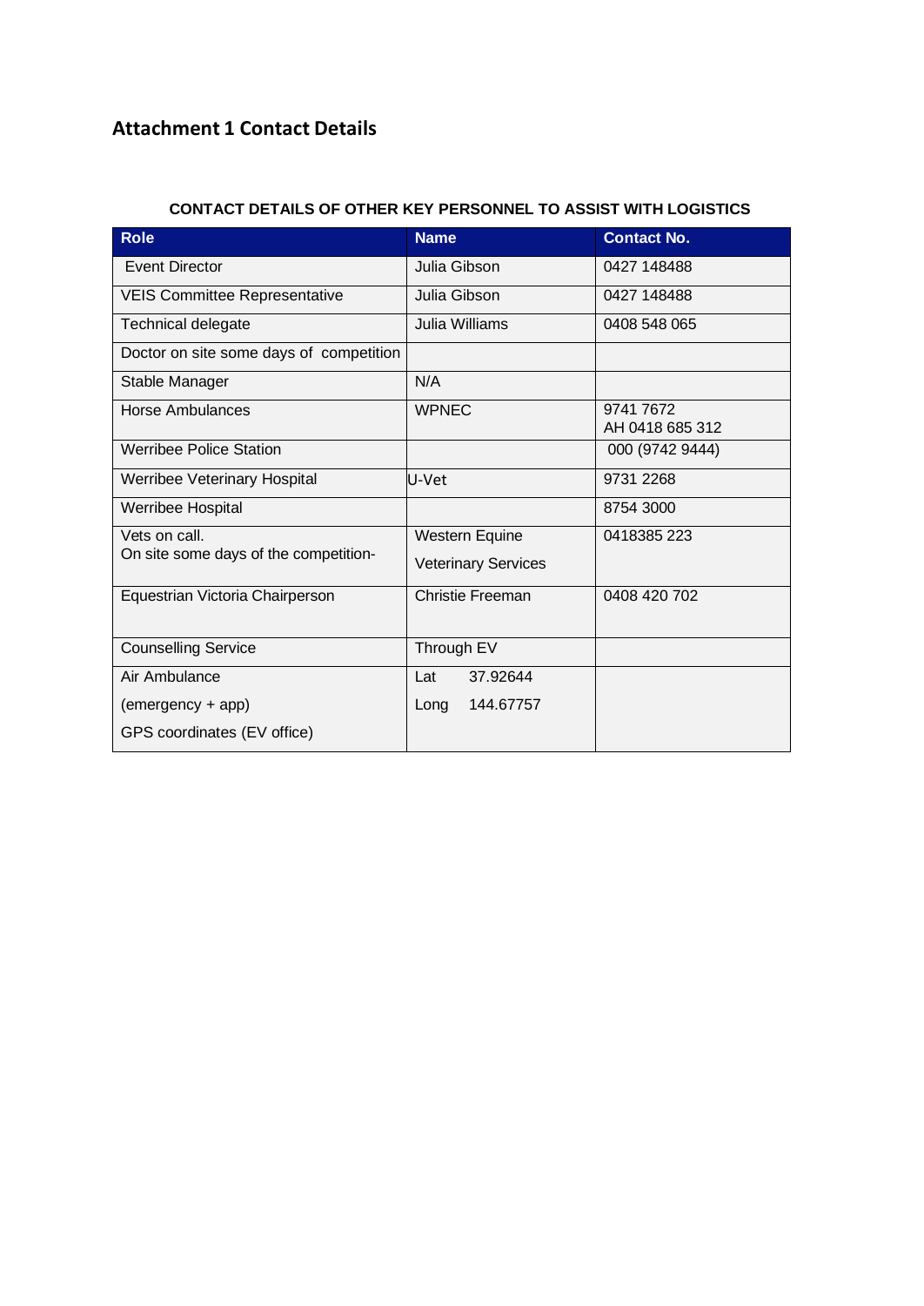## Attachment 1 Contact Details

**CONTACT DETAILS OF OTHER KEY PERSONNEL TO ASSIST WITH LOGISTICS**

| Role | Name | Contact No. |
|---|---|---|
| Event Director | Julia Gibson | 0427 148488 |
| VEIS Committee Representative | Julia Gibson | 0427 148488 |
| Technical delegate | Julia Williams | 0408 548 065 |
| Doctor on site some days of competition | | |
| Stable Manager | N/A | |
| Horse Ambulances | WPNEC | 9741 7672<br>AH 0418 685 312 |
| Werribee Police Station | | 000 (9742 9444) |
| Werribee Veterinary Hospital | U-Vet | 9731 2268 |
| Werribee Hospital | | 8754 3000 |
| Vets on call.<br>On site some days of the competition- | Western Equine<br>Veterinary Services | 0418385 223 |
| Equestrian Victoria Chairperson | Christie Freeman | 0408 420 702 |
| Counselling Service | Through EV | |
| Air Ambulance<br>(emergency + app)<br>GPS coordinates (EV office) | Lat 37.92644<br>Long 144.67757 | |